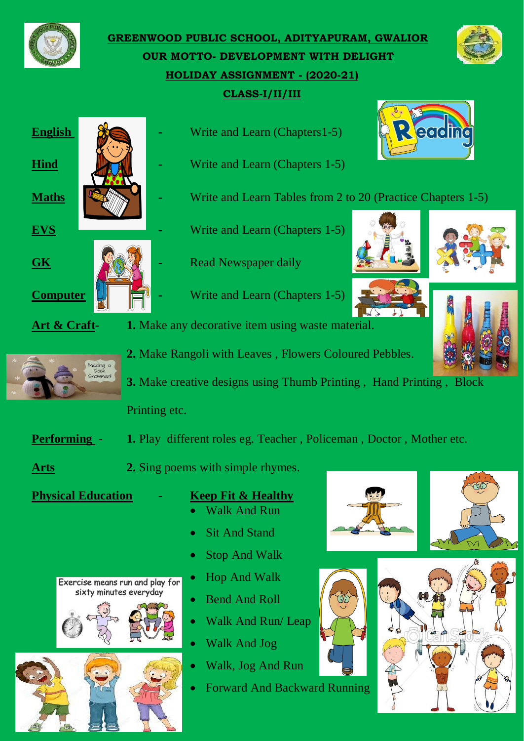# GREENWOOD PUBLIC SCHOOL, ADITYAPURAM, GWALIOR

## OUR MOTTO- DEVELOPMENT WITH DELIGHT

## HOLIDAY ASSIGNMENT - (2020-21)

## CLASS-I/II/III

**English** - Write and Learn (Chapters1-5)

**Hind** - Write and Learn (Chapters 1-5)

**Maths** - Write and Learn Tables from 2 to 20 (Practice Chapters 1-5)

**EVS** - Write and Learn (Chapters 1-5)

**GK** - Read Newspaper daily

**Computer** - Write and Learn (Chapters 1-5)

**Art & Craft**-

**1.** Make any decorative item using waste material.

**2.** Make Rangoli with Leaves , Flowers Coloured Pebbles.

**3.** Make creative designs using Thumb Printing , Hand Printing , Block Printing etc.

**Performing Arts** -

**1.** Play different roles eg. Teacher , Policeman , Doctor , Mother etc.

**2.** Sing poems with simple rhymes.

**Physical Education** - **Keep Fit & Healthy**

- Walk And Run
- Sit And Stand
- Stop And Walk
- Hop And Walk
- Bend And Roll
- Walk And Run/ Leap
- Walk And Jog
- Walk, Jog And Run
- Forward And Backward Running

Exercise means run and play for sixty minutes everyday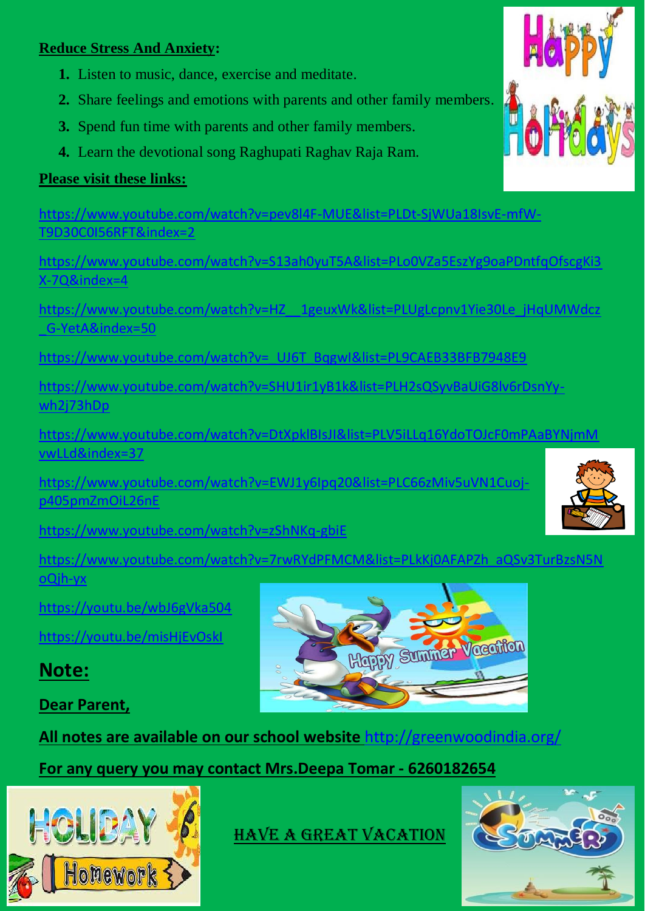**Reduce Stress And Anxiety:**

1. Listen to music, dance, exercise and meditate.
2. Share feelings and emotions with parents and other family members.
3. Spend fun time with parents and other family members.
4. Learn the devotional song Raghupati Raghav Raja Ram.

**Please visit these links:**

https://www.youtube.com/watch?v=pev8l4F-MUE&list=PLDt-SjWUa18IsvE-mfW-T9D30C0I56RFT&index=2

https://www.youtube.com/watch?v=S13ah0yuT5A&list=PLo0VZa5EszYg9oaPDntfqOfscgKi3X-7Q&index=4

https://www.youtube.com/watch?v=HZ__1geuxWk&list=PLUgLcpnv1Yie30Le_jHqUMWdcz_G-YetA&index=50

https://www.youtube.com/watch?v=_UJ6T_BqgwI&list=PL9CAEB33BFB7948E9

https://www.youtube.com/watch?v=SHU1ir1yB1k&list=PLH2sQSyvBaUiG8lv6rDsnYy-wh2j73hDp

https://www.youtube.com/watch?v=DtXpklBIsJI&list=PLV5iLLq16YdoTOJcF0mPAaBYNjmMvwLLd&index=37

https://www.youtube.com/watch?v=EWJ1y6Ipq20&list=PLC66zMiv5uVN1Cuoj-p405pmZmOiL26nE

https://www.youtube.com/watch?v=zShNKq-gbiE

https://www.youtube.com/watch?v=7rwRYdPFMCM&list=PLkKj0AFAPZh_aQSv3TurBzsN5NoQjh-yx

https://youtu.be/wbJ6gVka504

https://youtu.be/misHjEvOskI

## **Note:**

**Dear Parent,**

**All notes are available on our school website** http://greenwoodindia.org/

**For any query you may contact Mrs.Deepa Tomar - 6260182654**

HAVE A GREAT VACATION